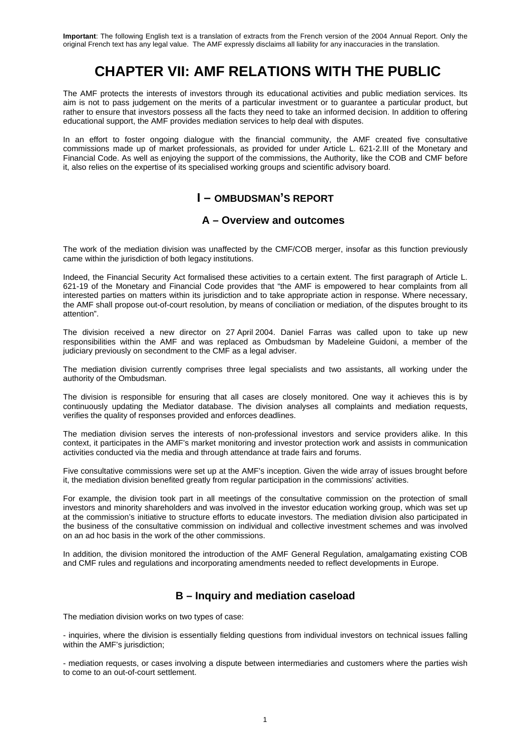**Important**: The following English text is a translation of extracts from the French version of the 2004 Annual Report. Only the original French text has any legal value. The AMF expressly disclaims all liability for any inaccuracies in the translation.

# CHAPTER VII: AMF RELATIONS WITH THE PUBLIC

The AMF protects the interests of investors through its educational activities and public mediation services. Its aim is not to pass judgement on the merits of a particular investment or to guarantee a particular product, but rather to ensure that investors possess all the facts they need to take an informed decision. In addition to offering educational support, the AMF provides mediation services to help deal with disputes.

In an effort to foster ongoing dialogue with the financial community, the AMF created five consultative commissions made up of market professionals, as provided for under Article L. 621-2.III of the Monetary and Financial Code. As well as enjoying the support of the commissions, the Authority, like the COB and CMF before it, also relies on the expertise of its specialised working groups and scientific advisory board.

## I – OMBUDSMAN'S REPORT

### A – Overview and outcomes

The work of the mediation division was unaffected by the CMF/COB merger, insofar as this function previously came within the jurisdiction of both legacy institutions.

Indeed, the Financial Security Act formalised these activities to a certain extent. The first paragraph of Article L. 621-19 of the Monetary and Financial Code provides that "the AMF is empowered to hear complaints from all interested parties on matters within its jurisdiction and to take appropriate action in response. Where necessary, the AMF shall propose out-of-court resolution, by means of conciliation or mediation, of the disputes brought to its attention".

The division received a new director on 27 April 2004. Daniel Farras was called upon to take up new responsibilities within the AMF and was replaced as Ombudsman by Madeleine Guidoni, a member of the judiciary previously on secondment to the CMF as a legal adviser.

The mediation division currently comprises three legal specialists and two assistants, all working under the authority of the Ombudsman.

The division is responsible for ensuring that all cases are closely monitored. One way it achieves this is by continuously updating the Mediator database. The division analyses all complaints and mediation requests, verifies the quality of responses provided and enforces deadlines.

The mediation division serves the interests of non-professional investors and service providers alike. In this context, it participates in the AMF's market monitoring and investor protection work and assists in communication activities conducted via the media and through attendance at trade fairs and forums.

Five consultative commissions were set up at the AMF's inception. Given the wide array of issues brought before it, the mediation division benefited greatly from regular participation in the commissions' activities.

For example, the division took part in all meetings of the consultative commission on the protection of small investors and minority shareholders and was involved in the investor education working group, which was set up at the commission's initiative to structure efforts to educate investors. The mediation division also participated in the business of the consultative commission on individual and collective investment schemes and was involved on an ad hoc basis in the work of the other commissions.

In addition, the division monitored the introduction of the AMF General Regulation, amalgamating existing COB and CMF rules and regulations and incorporating amendments needed to reflect developments in Europe.

### B – Inquiry and mediation caseload

The mediation division works on two types of case:

- inquiries, where the division is essentially fielding questions from individual investors on technical issues falling within the AMF's jurisdiction;

- mediation requests, or cases involving a dispute between intermediaries and customers where the parties wish to come to an out-of-court settlement.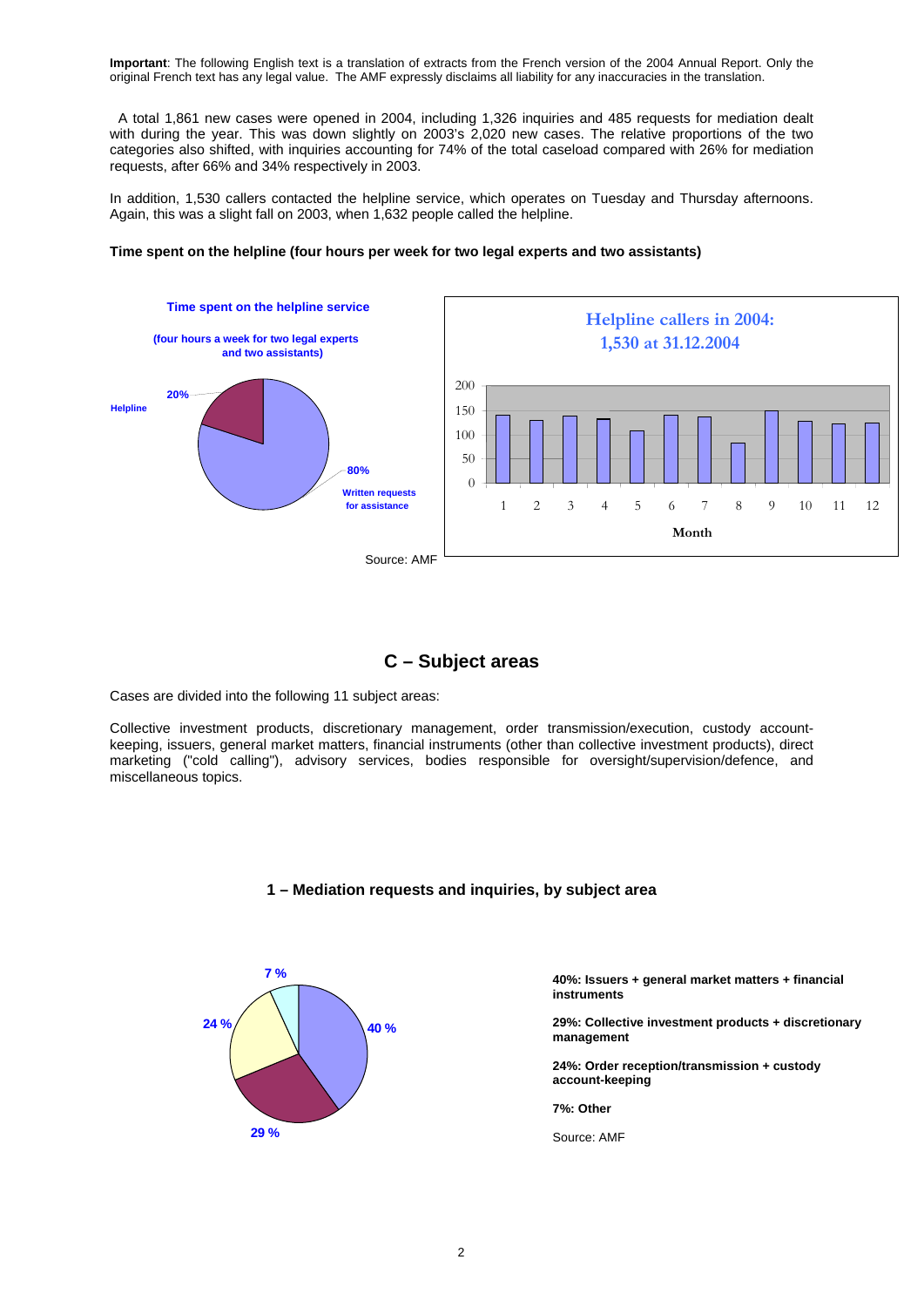**Important**: The following English text is a translation of extracts from the French version of the 2004 Annual Report. Only the original French text has any legal value. The AMF expressly disclaims all liability for any inaccuracies in the translation.

A total 1,861 new cases were opened in 2004, including 1,326 inquiries and 485 requests for mediation dealt with during the year. This was down slightly on 2003's 2,020 new cases. The relative proportions of the two categories also shifted, with inquiries accounting for 74% of the total caseload compared with 26% for mediation requests, after 66% and 34% respectively in 2003.

In addition, 1,530 callers contacted the helpline service, which operates on Tuesday and Thursday afternoons. Again, this was a slight fall on 2003, when 1,632 people called the helpline.

**Time spent on the helpline (four hours per week for two legal experts and two assistants)**

Time spent on the helpline service

(four hours a week for two legal experts and two assistants)

- Helpline: 20%
- Written requests for assistance: 80%

Helpline callers in 2004: 1,530 at 31.12.2004

Source: AMF

## C – Subject areas

Cases are divided into the following 11 subject areas:

Collective investment products, discretionary management, order transmission/execution, custody account-keeping, issuers, general market matters, financial instruments (other than collective investment products), direct marketing ("cold calling"), advisory services, bodies responsible for oversight/supervision/defence, and miscellaneous topics.

### 1 – Mediation requests and inquiries, by subject area

**40%: Issuers + general market matters + financial instruments**

**29%: Collective investment products + discretionary management**

**24%: Order reception/transmission + custody account-keeping**

**7%: Other**

Source: AMF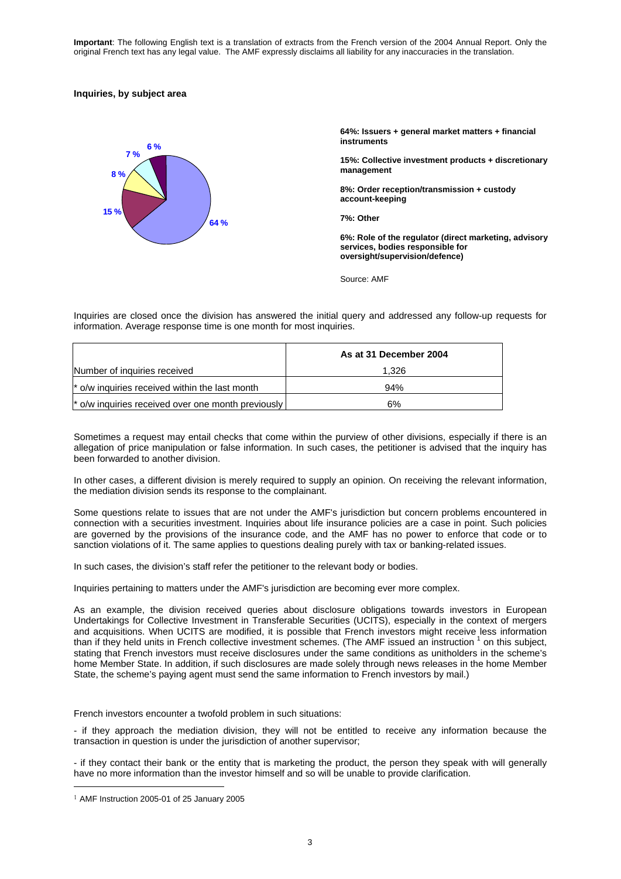**Important**: The following English text is a translation of extracts from the French version of the 2004 Annual Report. Only the original French text has any legal value. The AMF expressly disclaims all liability for any inaccuracies in the translation.

**Inquiries, by subject area**

**64%: Issuers + general market matters + financial instruments**

**15%: Collective investment products + discretionary management**

**8%: Order reception/transmission + custody account-keeping**

**7%: Other**

**6%: Role of the regulator (direct marketing, advisory services, bodies responsible for oversight/supervision/defence)**

Source: AMF

Inquiries are closed once the division has answered the initial query and addressed any follow-up requests for information. Average response time is one month for most inquiries.

| | As at 31 December 2004 |
|---|---|
| Number of inquiries received | 1,326 |
| * o/w inquiries received within the last month | 94% |
| * o/w inquiries received over one month previously | 6% |

Sometimes a request may entail checks that come within the purview of other divisions, especially if there is an allegation of price manipulation or false information. In such cases, the petitioner is advised that the inquiry has been forwarded to another division.

In other cases, a different division is merely required to supply an opinion. On receiving the relevant information, the mediation division sends its response to the complainant.

Some questions relate to issues that are not under the AMF's jurisdiction but concern problems encountered in connection with a securities investment. Inquiries about life insurance policies are a case in point. Such policies are governed by the provisions of the insurance code, and the AMF has no power to enforce that code or to sanction violations of it. The same applies to questions dealing purely with tax or banking-related issues.

In such cases, the division's staff refer the petitioner to the relevant body or bodies.

Inquiries pertaining to matters under the AMF's jurisdiction are becoming ever more complex.

As an example, the division received queries about disclosure obligations towards investors in European Undertakings for Collective Investment in Transferable Securities (UCITS), especially in the context of mergers and acquisitions. When UCITS are modified, it is possible that French investors might receive less information than if they held units in French collective investment schemes. (The AMF issued an instruction [1] on this subject, stating that French investors must receive disclosures under the same conditions as unitholders in the scheme's home Member State. In addition, if such disclosures are made solely through news releases in the home Member State, the scheme's paying agent must send the same information to French investors by mail.)

French investors encounter a twofold problem in such situations:

- if they approach the mediation division, they will not be entitled to receive any information because the transaction in question is under the jurisdiction of another supervisor;

- if they contact their bank or the entity that is marketing the product, the person they speak with will generally have no more information than the investor himself and so will be unable to provide clarification.

[1] AMF Instruction 2005-01 of 25 January 2005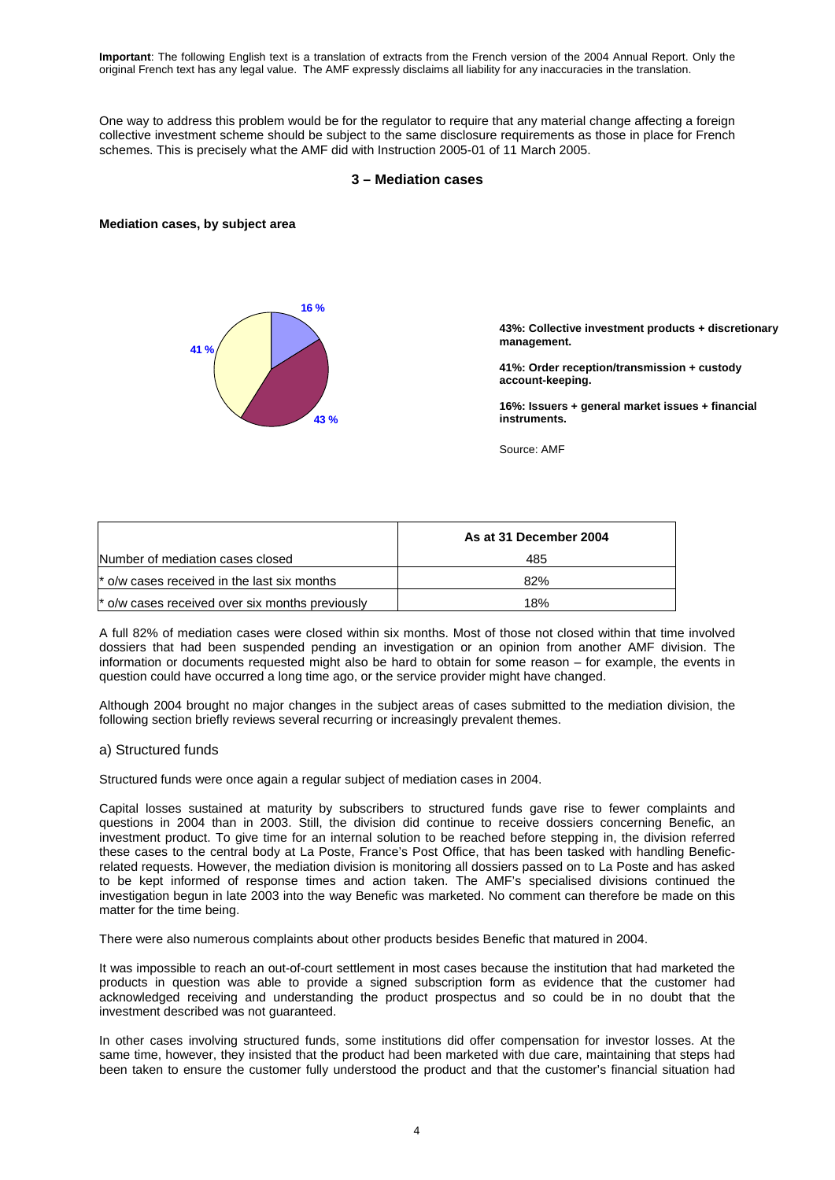**Important**: The following English text is a translation of extracts from the French version of the 2004 Annual Report. Only the original French text has any legal value. The AMF expressly disclaims all liability for any inaccuracies in the translation.

One way to address this problem would be for the regulator to require that any material change affecting a foreign collective investment scheme should be subject to the same disclosure requirements as those in place for French schemes. This is precisely what the AMF did with Instruction 2005-01 of 11 March 2005.

## 3 – Mediation cases

**Mediation cases, by subject area**

16 %

41 %

43 %

**43%: Collective investment products + discretionary management.**

**41%: Order reception/transmission + custody account-keeping.**

**16%: Issuers + general market issues + financial instruments.**

Source: AMF

| | As at 31 December 2004 |
|---|---|
| Number of mediation cases closed | 485 |
| * o/w cases received in the last six months | 82% |
| * o/w cases received over six months previously | 18% |

A full 82% of mediation cases were closed within six months. Most of those not closed within that time involved dossiers that had been suspended pending an investigation or an opinion from another AMF division. The information or documents requested might also be hard to obtain for some reason – for example, the events in question could have occurred a long time ago, or the service provider might have changed.

Although 2004 brought no major changes in the subject areas of cases submitted to the mediation division, the following section briefly reviews several recurring or increasingly prevalent themes.

### a) Structured funds

Structured funds were once again a regular subject of mediation cases in 2004.

Capital losses sustained at maturity by subscribers to structured funds gave rise to fewer complaints and questions in 2004 than in 2003. Still, the division did continue to receive dossiers concerning Benefic, an investment product. To give time for an internal solution to be reached before stepping in, the division referred these cases to the central body at La Poste, France's Post Office, that has been tasked with handling Benefic-related requests. However, the mediation division is monitoring all dossiers passed on to La Poste and has asked to be kept informed of response times and action taken. The AMF's specialised divisions continued the investigation begun in late 2003 into the way Benefic was marketed. No comment can therefore be made on this matter for the time being.

There were also numerous complaints about other products besides Benefic that matured in 2004.

It was impossible to reach an out-of-court settlement in most cases because the institution that had marketed the products in question was able to provide a signed subscription form as evidence that the customer had acknowledged receiving and understanding the product prospectus and so could be in no doubt that the investment described was not guaranteed.

In other cases involving structured funds, some institutions did offer compensation for investor losses. At the same time, however, they insisted that the product had been marketed with due care, maintaining that steps had been taken to ensure the customer fully understood the product and that the customer's financial situation had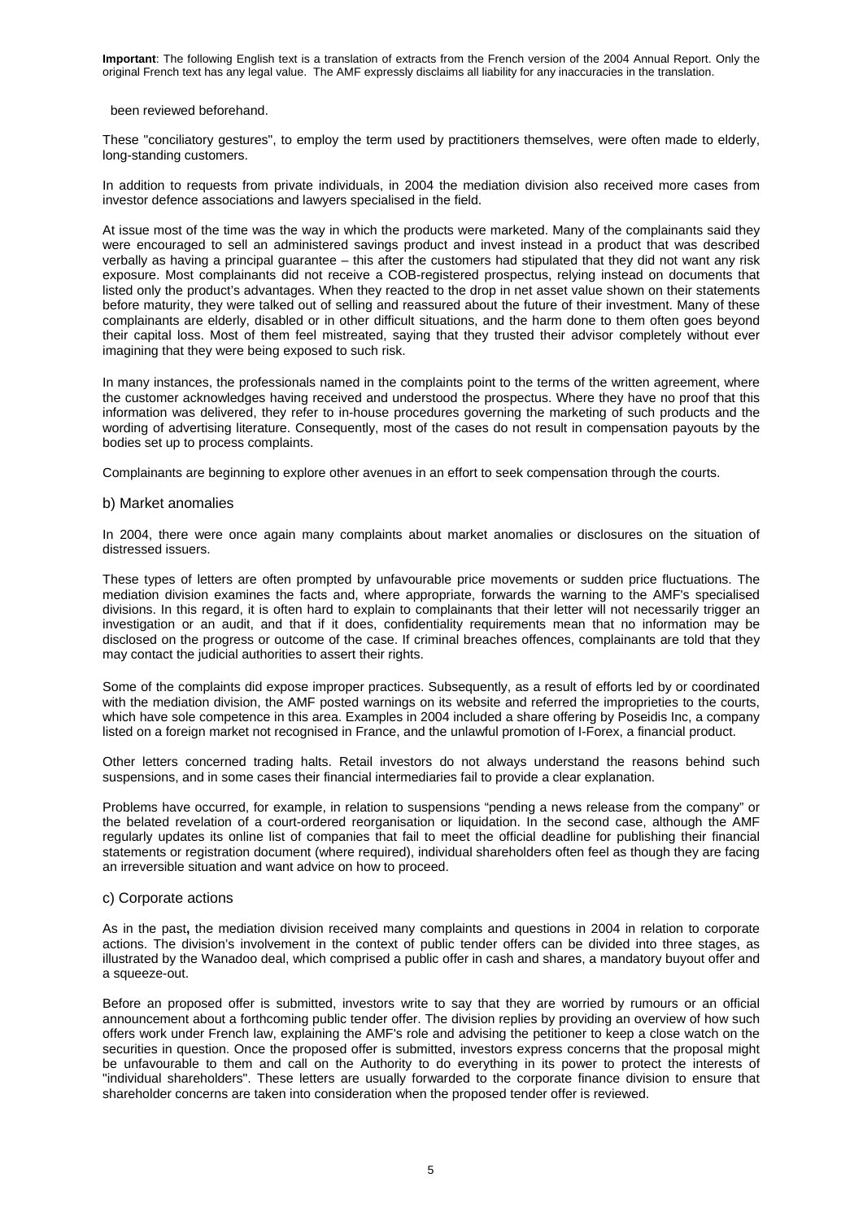been reviewed beforehand.

These "conciliatory gestures", to employ the term used by practitioners themselves, were often made to elderly, long-standing customers.

In addition to requests from private individuals, in 2004 the mediation division also received more cases from investor defence associations and lawyers specialised in the field.

At issue most of the time was the way in which the products were marketed. Many of the complainants said they were encouraged to sell an administered savings product and invest instead in a product that was described verbally as having a principal guarantee – this after the customers had stipulated that they did not want any risk exposure. Most complainants did not receive a COB-registered prospectus, relying instead on documents that listed only the product's advantages. When they reacted to the drop in net asset value shown on their statements before maturity, they were talked out of selling and reassured about the future of their investment. Many of these complainants are elderly, disabled or in other difficult situations, and the harm done to them often goes beyond their capital loss. Most of them feel mistreated, saying that they trusted their advisor completely without ever imagining that they were being exposed to such risk.

In many instances, the professionals named in the complaints point to the terms of the written agreement, where the customer acknowledges having received and understood the prospectus. Where they have no proof that this information was delivered, they refer to in-house procedures governing the marketing of such products and the wording of advertising literature. Consequently, most of the cases do not result in compensation payouts by the bodies set up to process complaints.

Complainants are beginning to explore other avenues in an effort to seek compensation through the courts.

### b) Market anomalies

In 2004, there were once again many complaints about market anomalies or disclosures on the situation of distressed issuers.

These types of letters are often prompted by unfavourable price movements or sudden price fluctuations. The mediation division examines the facts and, where appropriate, forwards the warning to the AMF's specialised divisions. In this regard, it is often hard to explain to complainants that their letter will not necessarily trigger an investigation or an audit, and that if it does, confidentiality requirements mean that no information may be disclosed on the progress or outcome of the case. If criminal breaches offences, complainants are told that they may contact the judicial authorities to assert their rights.

Some of the complaints did expose improper practices. Subsequently, as a result of efforts led by or coordinated with the mediation division, the AMF posted warnings on its website and referred the improprieties to the courts, which have sole competence in this area. Examples in 2004 included a share offering by Poseidis Inc, a company listed on a foreign market not recognised in France, and the unlawful promotion of I-Forex, a financial product.

Other letters concerned trading halts. Retail investors do not always understand the reasons behind such suspensions, and in some cases their financial intermediaries fail to provide a clear explanation.

Problems have occurred, for example, in relation to suspensions "pending a news release from the company" or the belated revelation of a court-ordered reorganisation or liquidation. In the second case, although the AMF regularly updates its online list of companies that fail to meet the official deadline for publishing their financial statements or registration document (where required), individual shareholders often feel as though they are facing an irreversible situation and want advice on how to proceed.

### c) Corporate actions

As in the past**,** the mediation division received many complaints and questions in 2004 in relation to corporate actions. The division's involvement in the context of public tender offers can be divided into three stages, as illustrated by the Wanadoo deal, which comprised a public offer in cash and shares, a mandatory buyout offer and a squeeze-out.

Before an proposed offer is submitted, investors write to say that they are worried by rumours or an official announcement about a forthcoming public tender offer. The division replies by providing an overview of how such offers work under French law, explaining the AMF's role and advising the petitioner to keep a close watch on the securities in question. Once the proposed offer is submitted, investors express concerns that the proposal might be unfavourable to them and call on the Authority to do everything in its power to protect the interests of "individual shareholders". These letters are usually forwarded to the corporate finance division to ensure that shareholder concerns are taken into consideration when the proposed tender offer is reviewed.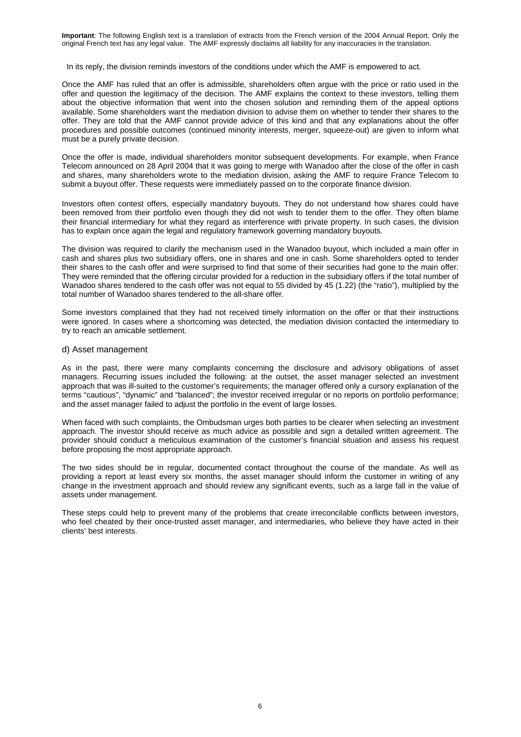**Important**: The following English text is a translation of extracts from the French version of the 2004 Annual Report. Only the original French text has any legal value. The AMF expressly disclaims all liability for any inaccuracies in the translation.

In its reply, the division reminds investors of the conditions under which the AMF is empowered to act.

Once the AMF has ruled that an offer is admissible, shareholders often argue with the price or ratio used in the offer and question the legitimacy of the decision. The AMF explains the context to these investors, telling them about the objective information that went into the chosen solution and reminding them of the appeal options available. Some shareholders want the mediation division to advise them on whether to tender their shares to the offer. They are told that the AMF cannot provide advice of this kind and that any explanations about the offer procedures and possible outcomes (continued minority interests, merger, squeeze-out) are given to inform what must be a purely private decision.

Once the offer is made, individual shareholders monitor subsequent developments. For example, when France Telecom announced on 28 April 2004 that it was going to merge with Wanadoo after the close of the offer in cash and shares, many shareholders wrote to the mediation division, asking the AMF to require France Telecom to submit a buyout offer. These requests were immediately passed on to the corporate finance division.

Investors often contest offers, especially mandatory buyouts. They do not understand how shares could have been removed from their portfolio even though they did not wish to tender them to the offer. They often blame their financial intermediary for what they regard as interference with private property. In such cases, the division has to explain once again the legal and regulatory framework governing mandatory buyouts.

The division was required to clarify the mechanism used in the Wanadoo buyout, which included a main offer in cash and shares plus two subsidiary offers, one in shares and one in cash. Some shareholders opted to tender their shares to the cash offer and were surprised to find that some of their securities had gone to the main offer. They were reminded that the offering circular provided for a reduction in the subsidiary offers if the total number of Wanadoo shares tendered to the cash offer was not equal to 55 divided by 45 (1.22) (the "ratio"), multiplied by the total number of Wanadoo shares tendered to the all-share offer.

Some investors complained that they had not received timely information on the offer or that their instructions were ignored. In cases where a shortcoming was detected, the mediation division contacted the intermediary to try to reach an amicable settlement.

### d) Asset management

As in the past, there were many complaints concerning the disclosure and advisory obligations of asset managers. Recurring issues included the following: at the outset, the asset manager selected an investment approach that was ill-suited to the customer's requirements; the manager offered only a cursory explanation of the terms "cautious", "dynamic" and "balanced"; the investor received irregular or no reports on portfolio performance; and the asset manager failed to adjust the portfolio in the event of large losses.

When faced with such complaints, the Ombudsman urges both parties to be clearer when selecting an investment approach. The investor should receive as much advice as possible and sign a detailed written agreement. The provider should conduct a meticulous examination of the customer's financial situation and assess his request before proposing the most appropriate approach.

The two sides should be in regular, documented contact throughout the course of the mandate. As well as providing a report at least every six months, the asset manager should inform the customer in writing of any change in the investment approach and should review any significant events, such as a large fall in the value of assets under management.

These steps could help to prevent many of the problems that create irreconcilable conflicts between investors, who feel cheated by their once-trusted asset manager, and intermediaries, who believe they have acted in their clients' best interests.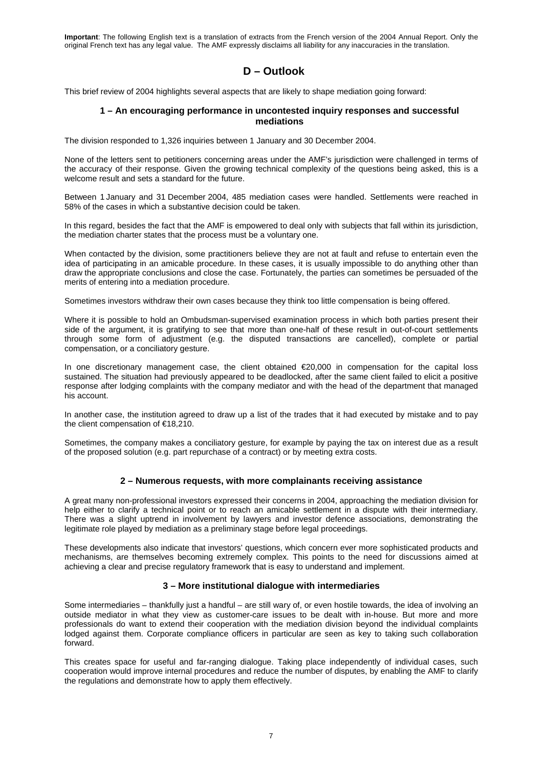**Important**: The following English text is a translation of extracts from the French version of the 2004 Annual Report. Only the original French text has any legal value. The AMF expressly disclaims all liability for any inaccuracies in the translation.

# D – Outlook

This brief review of 2004 highlights several aspects that are likely to shape mediation going forward:

### 1 – An encouraging performance in uncontested inquiry responses and successful mediations

The division responded to 1,326 inquiries between 1 January and 30 December 2004.

None of the letters sent to petitioners concerning areas under the AMF's jurisdiction were challenged in terms of the accuracy of their response. Given the growing technical complexity of the questions being asked, this is a welcome result and sets a standard for the future.

Between 1 January and 31 December 2004, 485 mediation cases were handled. Settlements were reached in 58% of the cases in which a substantive decision could be taken.

In this regard, besides the fact that the AMF is empowered to deal only with subjects that fall within its jurisdiction, the mediation charter states that the process must be a voluntary one.

When contacted by the division, some practitioners believe they are not at fault and refuse to entertain even the idea of participating in an amicable procedure. In these cases, it is usually impossible to do anything other than draw the appropriate conclusions and close the case. Fortunately, the parties can sometimes be persuaded of the merits of entering into a mediation procedure.

Sometimes investors withdraw their own cases because they think too little compensation is being offered.

Where it is possible to hold an Ombudsman-supervised examination process in which both parties present their side of the argument, it is gratifying to see that more than one-half of these result in out-of-court settlements through some form of adjustment (e.g. the disputed transactions are cancelled), complete or partial compensation, or a conciliatory gesture.

In one discretionary management case, the client obtained €20,000 in compensation for the capital loss sustained. The situation had previously appeared to be deadlocked, after the same client failed to elicit a positive response after lodging complaints with the company mediator and with the head of the department that managed his account.

In another case, the institution agreed to draw up a list of the trades that it had executed by mistake and to pay the client compensation of €18,210.

Sometimes, the company makes a conciliatory gesture, for example by paying the tax on interest due as a result of the proposed solution (e.g. part repurchase of a contract) or by meeting extra costs.

### 2 – Numerous requests, with more complainants receiving assistance

A great many non-professional investors expressed their concerns in 2004, approaching the mediation division for help either to clarify a technical point or to reach an amicable settlement in a dispute with their intermediary. There was a slight uptrend in involvement by lawyers and investor defence associations, demonstrating the legitimate role played by mediation as a preliminary stage before legal proceedings.

These developments also indicate that investors' questions, which concern ever more sophisticated products and mechanisms, are themselves becoming extremely complex. This points to the need for discussions aimed at achieving a clear and precise regulatory framework that is easy to understand and implement.

### 3 – More institutional dialogue with intermediaries

Some intermediaries – thankfully just a handful – are still wary of, or even hostile towards, the idea of involving an outside mediator in what they view as customer-care issues to be dealt with in-house. But more and more professionals do want to extend their cooperation with the mediation division beyond the individual complaints lodged against them. Corporate compliance officers in particular are seen as key to taking such collaboration forward.

This creates space for useful and far-ranging dialogue. Taking place independently of individual cases, such cooperation would improve internal procedures and reduce the number of disputes, by enabling the AMF to clarify the regulations and demonstrate how to apply them effectively.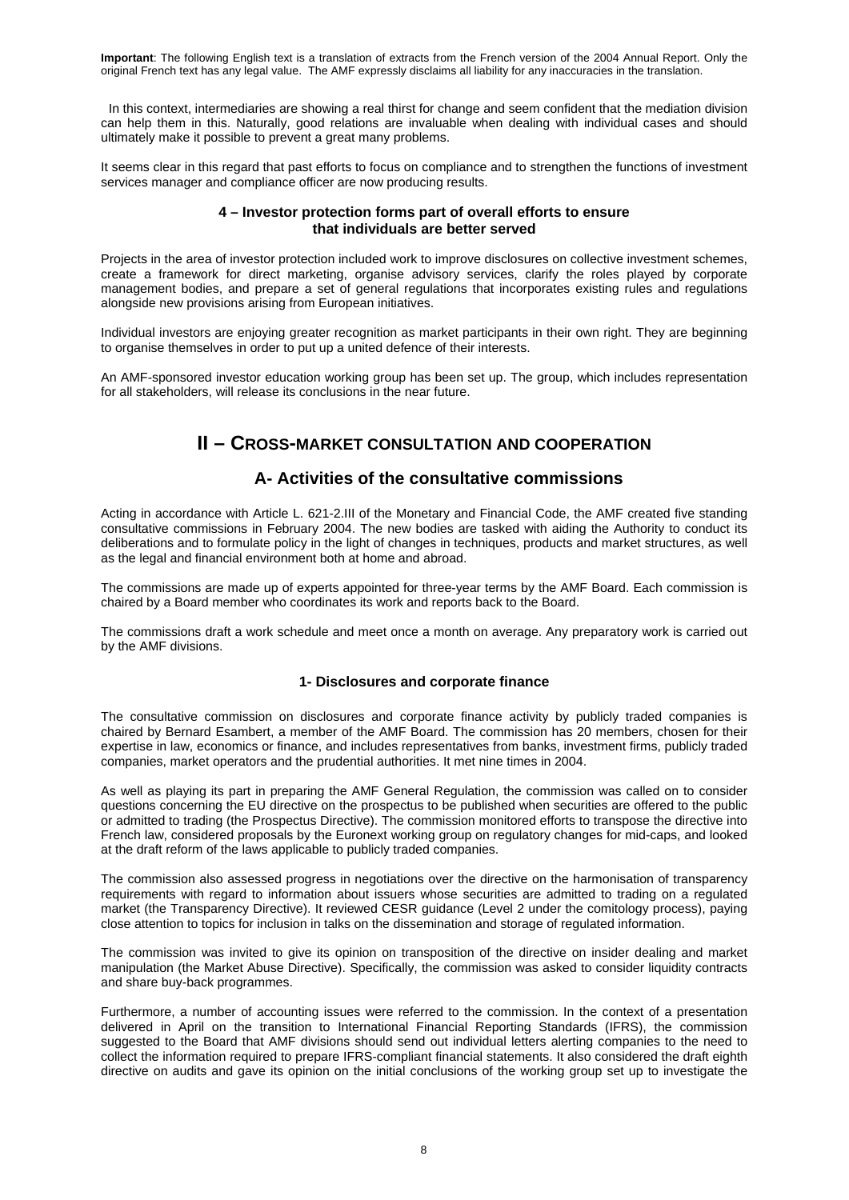**Important**: The following English text is a translation of extracts from the French version of the 2004 Annual Report. Only the original French text has any legal value. The AMF expressly disclaims all liability for any inaccuracies in the translation.

In this context, intermediaries are showing a real thirst for change and seem confident that the mediation division can help them in this. Naturally, good relations are invaluable when dealing with individual cases and should ultimately make it possible to prevent a great many problems.

It seems clear in this regard that past efforts to focus on compliance and to strengthen the functions of investment services manager and compliance officer are now producing results.

#### 4 – Investor protection forms part of overall efforts to ensure that individuals are better served

Projects in the area of investor protection included work to improve disclosures on collective investment schemes, create a framework for direct marketing, organise advisory services, clarify the roles played by corporate management bodies, and prepare a set of general regulations that incorporates existing rules and regulations alongside new provisions arising from European initiatives.

Individual investors are enjoying greater recognition as market participants in their own right. They are beginning to organise themselves in order to put up a united defence of their interests.

An AMF-sponsored investor education working group has been set up. The group, which includes representation for all stakeholders, will release its conclusions in the near future.

# II – CROSS-MARKET CONSULTATION AND COOPERATION

## A- Activities of the consultative commissions

Acting in accordance with Article L. 621-2.III of the Monetary and Financial Code, the AMF created five standing consultative commissions in February 2004. The new bodies are tasked with aiding the Authority to conduct its deliberations and to formulate policy in the light of changes in techniques, products and market structures, as well as the legal and financial environment both at home and abroad.

The commissions are made up of experts appointed for three-year terms by the AMF Board. Each commission is chaired by a Board member who coordinates its work and reports back to the Board.

The commissions draft a work schedule and meet once a month on average. Any preparatory work is carried out by the AMF divisions.

### 1- Disclosures and corporate finance

The consultative commission on disclosures and corporate finance activity by publicly traded companies is chaired by Bernard Esambert, a member of the AMF Board. The commission has 20 members, chosen for their expertise in law, economics or finance, and includes representatives from banks, investment firms, publicly traded companies, market operators and the prudential authorities. It met nine times in 2004.

As well as playing its part in preparing the AMF General Regulation, the commission was called on to consider questions concerning the EU directive on the prospectus to be published when securities are offered to the public or admitted to trading (the Prospectus Directive). The commission monitored efforts to transpose the directive into French law, considered proposals by the Euronext working group on regulatory changes for mid-caps, and looked at the draft reform of the laws applicable to publicly traded companies.

The commission also assessed progress in negotiations over the directive on the harmonisation of transparency requirements with regard to information about issuers whose securities are admitted to trading on a regulated market (the Transparency Directive). It reviewed CESR guidance (Level 2 under the comitology process), paying close attention to topics for inclusion in talks on the dissemination and storage of regulated information.

The commission was invited to give its opinion on transposition of the directive on insider dealing and market manipulation (the Market Abuse Directive). Specifically, the commission was asked to consider liquidity contracts and share buy-back programmes.

Furthermore, a number of accounting issues were referred to the commission. In the context of a presentation delivered in April on the transition to International Financial Reporting Standards (IFRS), the commission suggested to the Board that AMF divisions should send out individual letters alerting companies to the need to collect the information required to prepare IFRS-compliant financial statements. It also considered the draft eighth directive on audits and gave its opinion on the initial conclusions of the working group set up to investigate the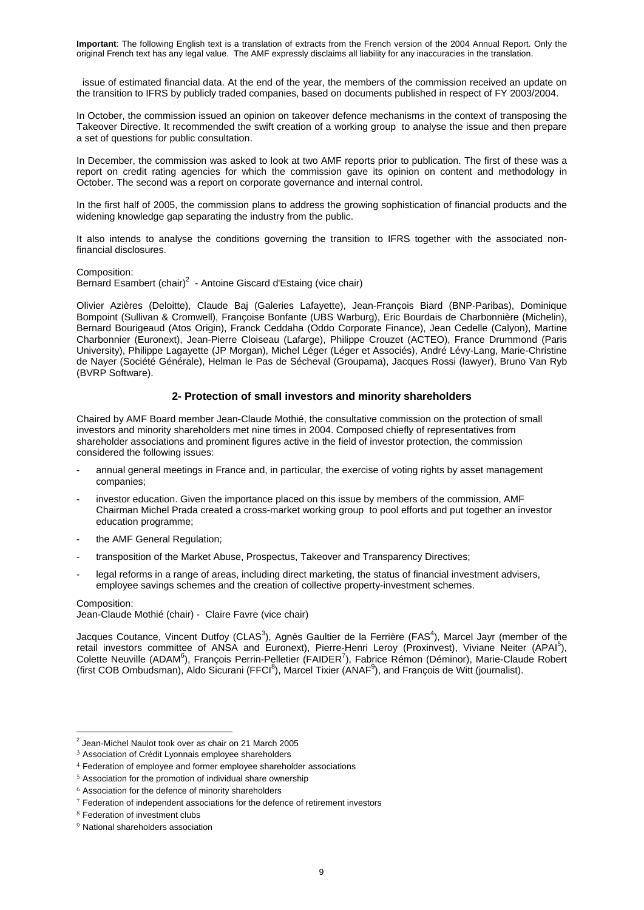**Important**: The following English text is a translation of extracts from the French version of the 2004 Annual Report. Only the original French text has any legal value. The AMF expressly disclaims all liability for any inaccuracies in the translation.

issue of estimated financial data. At the end of the year, the members of the commission received an update on the transition to IFRS by publicly traded companies, based on documents published in respect of FY 2003/2004.

In October, the commission issued an opinion on takeover defence mechanisms in the context of transposing the Takeover Directive. It recommended the swift creation of a working group to analyse the issue and then prepare a set of questions for public consultation.

In December, the commission was asked to look at two AMF reports prior to publication. The first of these was a report on credit rating agencies for which the commission gave its opinion on content and methodology in October. The second was a report on corporate governance and internal control.

In the first half of 2005, the commission plans to address the growing sophistication of financial products and the widening knowledge gap separating the industry from the public.

It also intends to analyse the conditions governing the transition to IFRS together with the associated non-financial disclosures.

Composition:
Bernard Esambert (chair)[2] - Antoine Giscard d'Estaing (vice chair)

Olivier Azières (Deloitte), Claude Baj (Galeries Lafayette), Jean-François Biard (BNP-Paribas), Dominique Bompoint (Sullivan & Cromwell), Françoise Bonfante (UBS Warburg), Eric Bourdais de Charbonnière (Michelin), Bernard Bourigeaud (Atos Origin), Franck Ceddaha (Oddo Corporate Finance), Jean Cedelle (Calyon), Martine Charbonnier (Euronext), Jean-Pierre Cloiseau (Lafarge), Philippe Crouzet (ACTEO), France Drummond (Paris University), Philippe Lagayette (JP Morgan), Michel Léger (Léger et Associés), André Lévy-Lang, Marie-Christine de Nayer (Société Générale), Helman le Pas de Sécheval (Groupama), Jacques Rossi (lawyer), Bruno Van Ryb (BVRP Software).

## 2- Protection of small investors and minority shareholders

Chaired by AMF Board member Jean-Claude Mothié, the consultative commission on the protection of small investors and minority shareholders met nine times in 2004. Composed chiefly of representatives from shareholder associations and prominent figures active in the field of investor protection, the commission considered the following issues:

- annual general meetings in France and, in particular, the exercise of voting rights by asset management companies;
- investor education. Given the importance placed on this issue by members of the commission, AMF Chairman Michel Prada created a cross-market working group to pool efforts and put together an investor education programme;
- the AMF General Regulation;
- transposition of the Market Abuse, Prospectus, Takeover and Transparency Directives;
- legal reforms in a range of areas, including direct marketing, the status of financial investment advisers, employee savings schemes and the creation of collective property-investment schemes.

Composition:
Jean-Claude Mothié (chair) - Claire Favre (vice chair)

Jacques Coutance, Vincent Dutfoy (CLAS[3]), Agnès Gaultier de la Ferrière (FAS[4]), Marcel Jayr (member of the retail investors committee of ANSA and Euronext), Pierre-Henri Leroy (Proxinvest), Viviane Neiter (APAI[5]), Colette Neuville (ADAM[6]), François Perrin-Pelletier (FAIDER[7]), Fabrice Rémon (Déminor), Marie-Claude Robert (first COB Ombudsman), Aldo Sicurani (FFCI[8]), Marcel Tixier (ANAF[9]), and François de Witt (journalist).

---

[2] Jean-Michel Naulot took over as chair on 21 March 2005
[3] Association of Crédit Lyonnais employee shareholders
[4] Federation of employee and former employee shareholder associations
[5] Association for the promotion of individual share ownership
[6] Association for the defence of minority shareholders
[7] Federation of independent associations for the defence of retirement investors
[8] Federation of investment clubs
[9] National shareholders association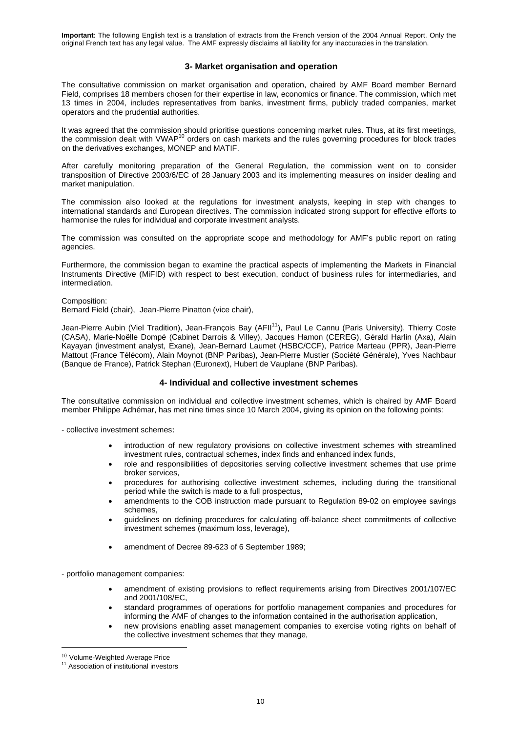**Important**: The following English text is a translation of extracts from the French version of the 2004 Annual Report. Only the original French text has any legal value. The AMF expressly disclaims all liability for any inaccuracies in the translation.

## 3- Market organisation and operation

The consultative commission on market organisation and operation, chaired by AMF Board member Bernard Field, comprises 18 members chosen for their expertise in law, economics or finance. The commission, which met 13 times in 2004, includes representatives from banks, investment firms, publicly traded companies, market operators and the prudential authorities.

It was agreed that the commission should prioritise questions concerning market rules. Thus, at its first meetings, the commission dealt with VWAP[10] orders on cash markets and the rules governing procedures for block trades on the derivatives exchanges, MONEP and MATIF.

After carefully monitoring preparation of the General Regulation, the commission went on to consider transposition of Directive 2003/6/EC of 28 January 2003 and its implementing measures on insider dealing and market manipulation.

The commission also looked at the regulations for investment analysts, keeping in step with changes to international standards and European directives. The commission indicated strong support for effective efforts to harmonise the rules for individual and corporate investment analysts.

The commission was consulted on the appropriate scope and methodology for AMF's public report on rating agencies.

Furthermore, the commission began to examine the practical aspects of implementing the Markets in Financial Instruments Directive (MiFID) with respect to best execution, conduct of business rules for intermediaries, and intermediation.

Composition:
Bernard Field (chair), Jean-Pierre Pinatton (vice chair),

Jean-Pierre Aubin (Viel Tradition), Jean-François Bay (AFII[11]), Paul Le Cannu (Paris University), Thierry Coste (CASA), Marie-Noëlle Dompé (Cabinet Darrois & Villey), Jacques Hamon (CEREG), Gérald Harlin (Axa), Alain Kayayan (investment analyst, Exane), Jean-Bernard Laumet (HSBC/CCF), Patrice Marteau (PPR), Jean-Pierre Mattout (France Télécom), Alain Moynot (BNP Paribas), Jean-Pierre Mustier (Société Générale), Yves Nachbaur (Banque de France), Patrick Stephan (Euronext), Hubert de Vauplane (BNP Paribas).

## 4- Individual and collective investment schemes

The consultative commission on individual and collective investment schemes, which is chaired by AMF Board member Philippe Adhémar, has met nine times since 10 March 2004, giving its opinion on the following points:

- collective investment schemes:

  - introduction of new regulatory provisions on collective investment schemes with streamlined investment rules, contractual schemes, index finds and enhanced index funds,
  - role and responsibilities of depositories serving collective investment schemes that use prime broker services,
  - procedures for authorising collective investment schemes, including during the transitional period while the switch is made to a full prospectus,
  - amendments to the COB instruction made pursuant to Regulation 89-02 on employee savings schemes,
  - guidelines on defining procedures for calculating off-balance sheet commitments of collective investment schemes (maximum loss, leverage),
  - amendment of Decree 89-623 of 6 September 1989;

- portfolio management companies:

  - amendment of existing provisions to reflect requirements arising from Directives 2001/107/EC and 2001/108/EC,
  - standard programmes of operations for portfolio management companies and procedures for informing the AMF of changes to the information contained in the authorisation application,
  - new provisions enabling asset management companies to exercise voting rights on behalf of the collective investment schemes that they manage,

---

[10] Volume-Weighted Average Price

[11] Association of institutional investors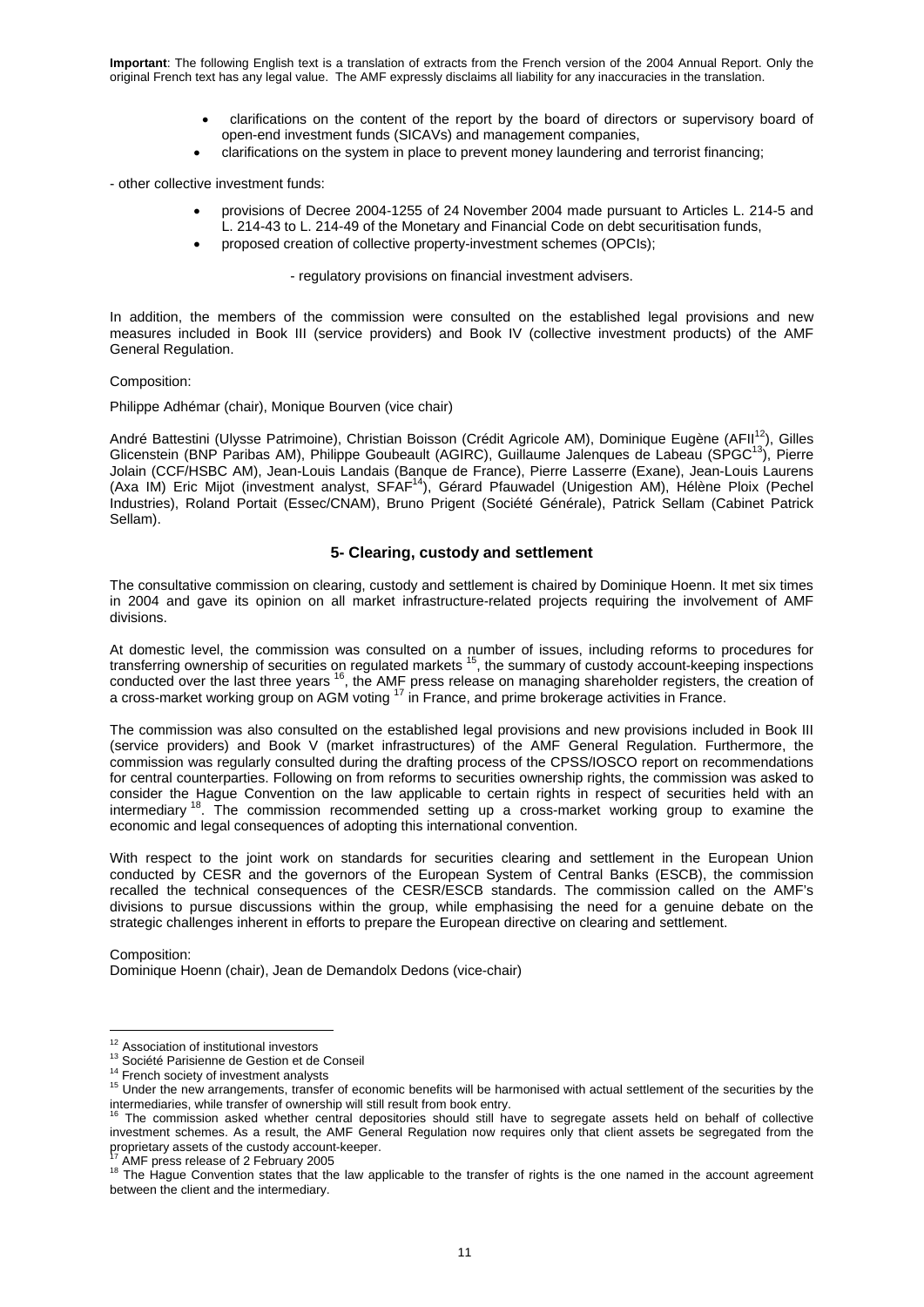**Important**: The following English text is a translation of extracts from the French version of the 2004 Annual Report. Only the original French text has any legal value. The AMF expressly disclaims all liability for any inaccuracies in the translation.

- clarifications on the content of the report by the board of directors or supervisory board of open-end investment funds (SICAVs) and management companies,
- clarifications on the system in place to prevent money laundering and terrorist financing;

- other collective investment funds:

- provisions of Decree 2004-1255 of 24 November 2004 made pursuant to Articles L. 214-5 and L. 214-43 to L. 214-49 of the Monetary and Financial Code on debt securitisation funds,
- proposed creation of collective property-investment schemes (OPCIs);

- regulatory provisions on financial investment advisers.

In addition, the members of the commission were consulted on the established legal provisions and new measures included in Book III (service providers) and Book IV (collective investment products) of the AMF General Regulation.

Composition:

Philippe Adhémar (chair), Monique Bourven (vice chair)

André Battestini (Ulysse Patrimoine), Christian Boisson (Crédit Agricole AM), Dominique Eugène (AFII[12]), Gilles Glicenstein (BNP Paribas AM), Philippe Goubeault (AGIRC), Guillaume Jalenques de Labeau (SPGC[13]), Pierre Jolain (CCF/HSBC AM), Jean-Louis Landais (Banque de France), Pierre Lasserre (Exane), Jean-Louis Laurens (Axa IM) Eric Mijot (investment analyst, SFAF[14]), Gérard Pfauwadel (Unigestion AM), Hélène Ploix (Pechel Industries), Roland Portait (Essec/CNAM), Bruno Prigent (Société Générale), Patrick Sellam (Cabinet Patrick Sellam).

## 5- Clearing, custody and settlement

The consultative commission on clearing, custody and settlement is chaired by Dominique Hoenn. It met six times in 2004 and gave its opinion on all market infrastructure-related projects requiring the involvement of AMF divisions.

At domestic level, the commission was consulted on a number of issues, including reforms to procedures for transferring ownership of securities on regulated markets [15], the summary of custody account-keeping inspections conducted over the last three years [16], the AMF press release on managing shareholder registers, the creation of a cross-market working group on AGM voting [17] in France, and prime brokerage activities in France.

The commission was also consulted on the established legal provisions and new provisions included in Book III (service providers) and Book V (market infrastructures) of the AMF General Regulation. Furthermore, the commission was regularly consulted during the drafting process of the CPSS/IOSCO report on recommendations for central counterparties. Following on from reforms to securities ownership rights, the commission was asked to consider the Hague Convention on the law applicable to certain rights in respect of securities held with an intermediary [18]. The commission recommended setting up a cross-market working group to examine the economic and legal consequences of adopting this international convention.

With respect to the joint work on standards for securities clearing and settlement in the European Union conducted by CESR and the governors of the European System of Central Banks (ESCB), the commission recalled the technical consequences of the CESR/ESCB standards. The commission called on the AMF's divisions to pursue discussions within the group, while emphasising the need for a genuine debate on the strategic challenges inherent in efforts to prepare the European directive on clearing and settlement.

Composition:
Dominique Hoenn (chair), Jean de Demandolx Dedons (vice-chair)

---

[12] Association of institutional investors

[13] Société Parisienne de Gestion et de Conseil

[14] French society of investment analysts

[15] Under the new arrangements, transfer of economic benefits will be harmonised with actual settlement of the securities by the intermediaries, while transfer of ownership will still result from book entry.

[16] The commission asked whether central depositories should still have to segregate assets held on behalf of collective investment schemes. As a result, the AMF General Regulation now requires only that client assets be segregated from the proprietary assets of the custody account-keeper.

[17] AMF press release of 2 February 2005

[18] The Hague Convention states that the law applicable to the transfer of rights is the one named in the account agreement between the client and the intermediary.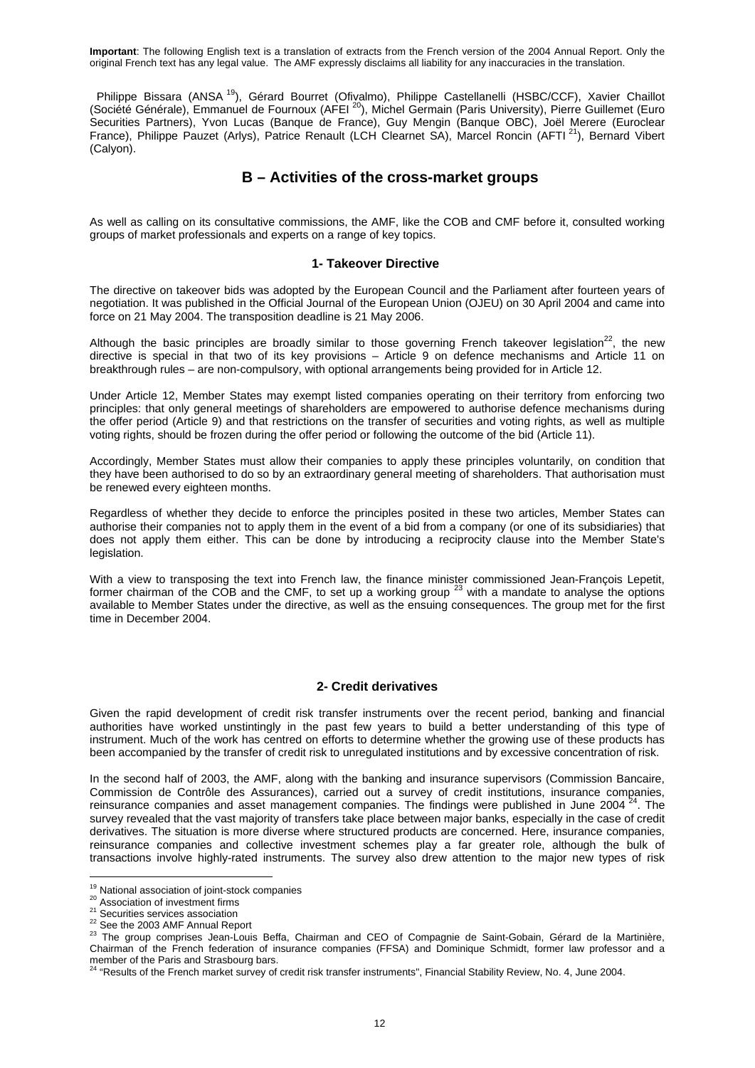**Important**: The following English text is a translation of extracts from the French version of the 2004 Annual Report. Only the original French text has any legal value. The AMF expressly disclaims all liability for any inaccuracies in the translation.

Philippe Bissara (ANSA [19]), Gérard Bourret (Ofivalmo), Philippe Castellanelli (HSBC/CCF), Xavier Chaillot (Société Générale), Emmanuel de Fournoux (AFEI [20]), Michel Germain (Paris University), Pierre Guillemet (Euro Securities Partners), Yvon Lucas (Banque de France), Guy Mengin (Banque OBC), Joël Merere (Euroclear France), Philippe Pauzet (Arlys), Patrice Renault (LCH Clearnet SA), Marcel Roncin (AFTI [21]), Bernard Vibert (Calyon).

## B – Activities of the cross-market groups

As well as calling on its consultative commissions, the AMF, like the COB and CMF before it, consulted working groups of market professionals and experts on a range of key topics.

### 1- Takeover Directive

The directive on takeover bids was adopted by the European Council and the Parliament after fourteen years of negotiation. It was published in the Official Journal of the European Union (OJEU) on 30 April 2004 and came into force on 21 May 2004. The transposition deadline is 21 May 2006.

Although the basic principles are broadly similar to those governing French takeover legislation[22], the new directive is special in that two of its key provisions – Article 9 on defence mechanisms and Article 11 on breakthrough rules – are non-compulsory, with optional arrangements being provided for in Article 12.

Under Article 12, Member States may exempt listed companies operating on their territory from enforcing two principles: that only general meetings of shareholders are empowered to authorise defence mechanisms during the offer period (Article 9) and that restrictions on the transfer of securities and voting rights, as well as multiple voting rights, should be frozen during the offer period or following the outcome of the bid (Article 11).

Accordingly, Member States must allow their companies to apply these principles voluntarily, on condition that they have been authorised to do so by an extraordinary general meeting of shareholders. That authorisation must be renewed every eighteen months.

Regardless of whether they decide to enforce the principles posited in these two articles, Member States can authorise their companies not to apply them in the event of a bid from a company (or one of its subsidiaries) that does not apply them either. This can be done by introducing a reciprocity clause into the Member State's legislation.

With a view to transposing the text into French law, the finance minister commissioned Jean-François Lepetit, former chairman of the COB and the CMF, to set up a working group [23] with a mandate to analyse the options available to Member States under the directive, as well as the ensuing consequences. The group met for the first time in December 2004.

### 2- Credit derivatives

Given the rapid development of credit risk transfer instruments over the recent period, banking and financial authorities have worked unstintingly in the past few years to build a better understanding of this type of instrument. Much of the work has centred on efforts to determine whether the growing use of these products has been accompanied by the transfer of credit risk to unregulated institutions and by excessive concentration of risk.

In the second half of 2003, the AMF, along with the banking and insurance supervisors (Commission Bancaire, Commission de Contrôle des Assurances), carried out a survey of credit institutions, insurance companies, reinsurance companies and asset management companies. The findings were published in June 2004 [24]. The survey revealed that the vast majority of transfers take place between major banks, especially in the case of credit derivatives. The situation is more diverse where structured products are concerned. Here, insurance companies, reinsurance companies and collective investment schemes play a far greater role, although the bulk of transactions involve highly-rated instruments. The survey also drew attention to the major new types of risk

---

[19] National association of joint-stock companies

[20] Association of investment firms

[21] Securities services association

[22] See the 2003 AMF Annual Report

[23] The group comprises Jean-Louis Beffa, Chairman and CEO of Compagnie de Saint-Gobain, Gérard de la Martinière, Chairman of the French federation of insurance companies (FFSA) and Dominique Schmidt, former law professor and a member of the Paris and Strasbourg bars.

[24] "Results of the French market survey of credit risk transfer instruments", Financial Stability Review, No. 4, June 2004.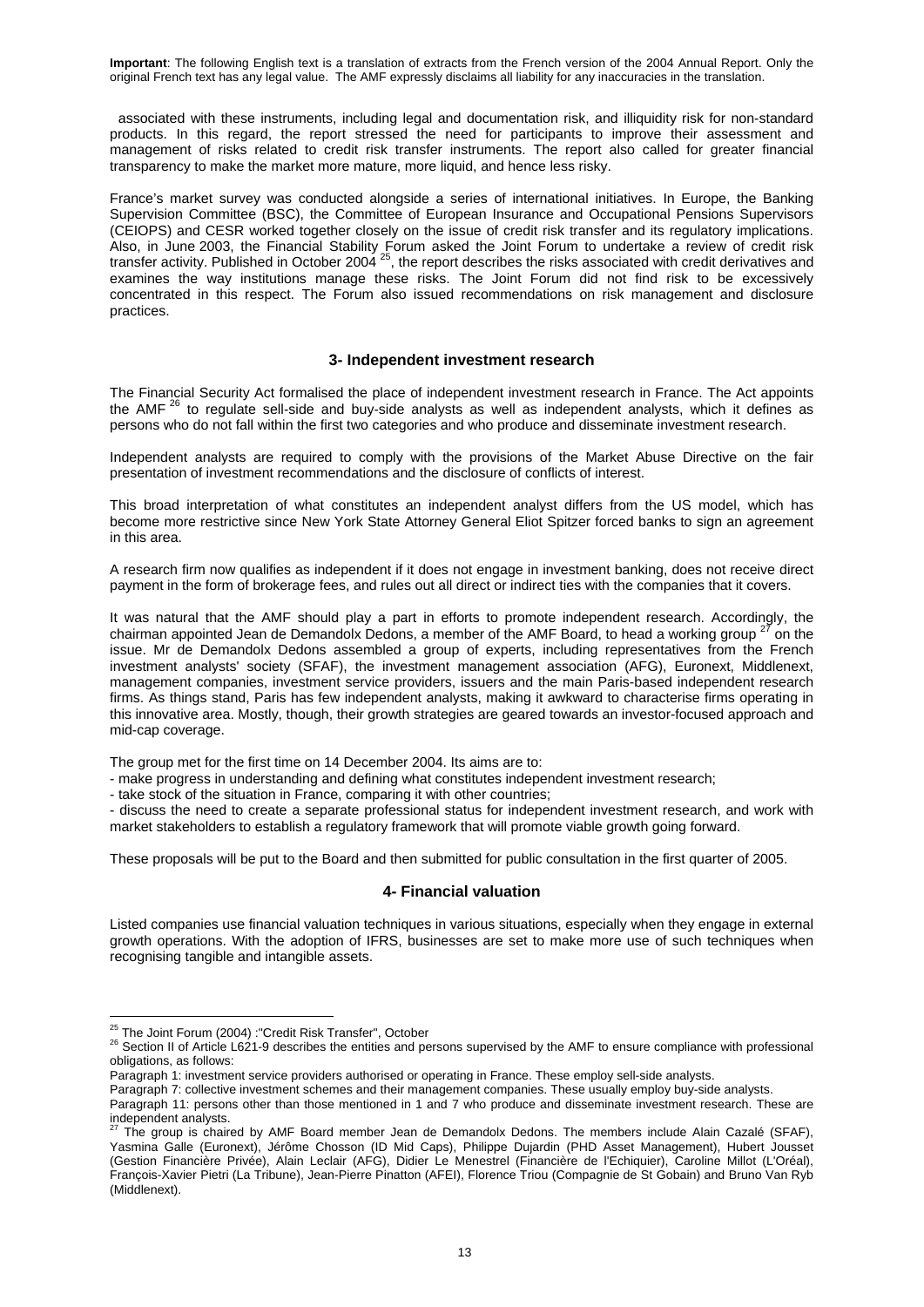**Important**: The following English text is a translation of extracts from the French version of the 2004 Annual Report. Only the original French text has any legal value. The AMF expressly disclaims all liability for any inaccuracies in the translation.

associated with these instruments, including legal and documentation risk, and illiquidity risk for non-standard products. In this regard, the report stressed the need for participants to improve their assessment and management of risks related to credit risk transfer instruments. The report also called for greater financial transparency to make the market more mature, more liquid, and hence less risky.

France's market survey was conducted alongside a series of international initiatives. In Europe, the Banking Supervision Committee (BSC), the Committee of European Insurance and Occupational Pensions Supervisors (CEIOPS) and CESR worked together closely on the issue of credit risk transfer and its regulatory implications. Also, in June 2003, the Financial Stability Forum asked the Joint Forum to undertake a review of credit risk transfer activity. Published in October 2004 [25], the report describes the risks associated with credit derivatives and examines the way institutions manage these risks. The Joint Forum did not find risk to be excessively concentrated in this respect. The Forum also issued recommendations on risk management and disclosure practices.

## 3- Independent investment research

The Financial Security Act formalised the place of independent investment research in France. The Act appoints the AMF [26] to regulate sell-side and buy-side analysts as well as independent analysts, which it defines as persons who do not fall within the first two categories and who produce and disseminate investment research.

Independent analysts are required to comply with the provisions of the Market Abuse Directive on the fair presentation of investment recommendations and the disclosure of conflicts of interest.

This broad interpretation of what constitutes an independent analyst differs from the US model, which has become more restrictive since New York State Attorney General Eliot Spitzer forced banks to sign an agreement in this area.

A research firm now qualifies as independent if it does not engage in investment banking, does not receive direct payment in the form of brokerage fees, and rules out all direct or indirect ties with the companies that it covers.

It was natural that the AMF should play a part in efforts to promote independent research. Accordingly, the chairman appointed Jean de Demandolx Dedons, a member of the AMF Board, to head a working group [27] on the issue. Mr de Demandolx Dedons assembled a group of experts, including representatives from the French investment analysts' society (SFAF), the investment management association (AFG), Euronext, Middlenext, management companies, investment service providers, issuers and the main Paris-based independent research firms. As things stand, Paris has few independent analysts, making it awkward to characterise firms operating in this innovative area. Mostly, though, their growth strategies are geared towards an investor-focused approach and mid-cap coverage.

The group met for the first time on 14 December 2004. Its aims are to:
- make progress in understanding and defining what constitutes independent investment research;
- take stock of the situation in France, comparing it with other countries;
- discuss the need to create a separate professional status for independent investment research, and work with market stakeholders to establish a regulatory framework that will promote viable growth going forward.

These proposals will be put to the Board and then submitted for public consultation in the first quarter of 2005.

## 4- Financial valuation

Listed companies use financial valuation techniques in various situations, especially when they engage in external growth operations. With the adoption of IFRS, businesses are set to make more use of such techniques when recognising tangible and intangible assets.

---

[25] The Joint Forum (2004) :"Credit Risk Transfer", October

[26] Section II of Article L621-9 describes the entities and persons supervised by the AMF to ensure compliance with professional obligations, as follows:

Paragraph 1: investment service providers authorised or operating in France. These employ sell-side analysts.

Paragraph 7: collective investment schemes and their management companies. These usually employ buy-side analysts.

Paragraph 11: persons other than those mentioned in 1 and 7 who produce and disseminate investment research. These are independent analysts.

[27] The group is chaired by AMF Board member Jean de Demandolx Dedons. The members include Alain Cazalé (SFAF), Yasmina Galle (Euronext), Jérôme Chosson (ID Mid Caps), Philippe Dujardin (PHD Asset Management), Hubert Jousset (Gestion Financière Privée), Alain Leclair (AFG), Didier Le Menestrel (Financière de l'Echiquier), Caroline Millot (L'Oréal), François-Xavier Pietri (La Tribune), Jean-Pierre Pinatton (AFEI), Florence Triou (Compagnie de St Gobain) and Bruno Van Ryb (Middlenext).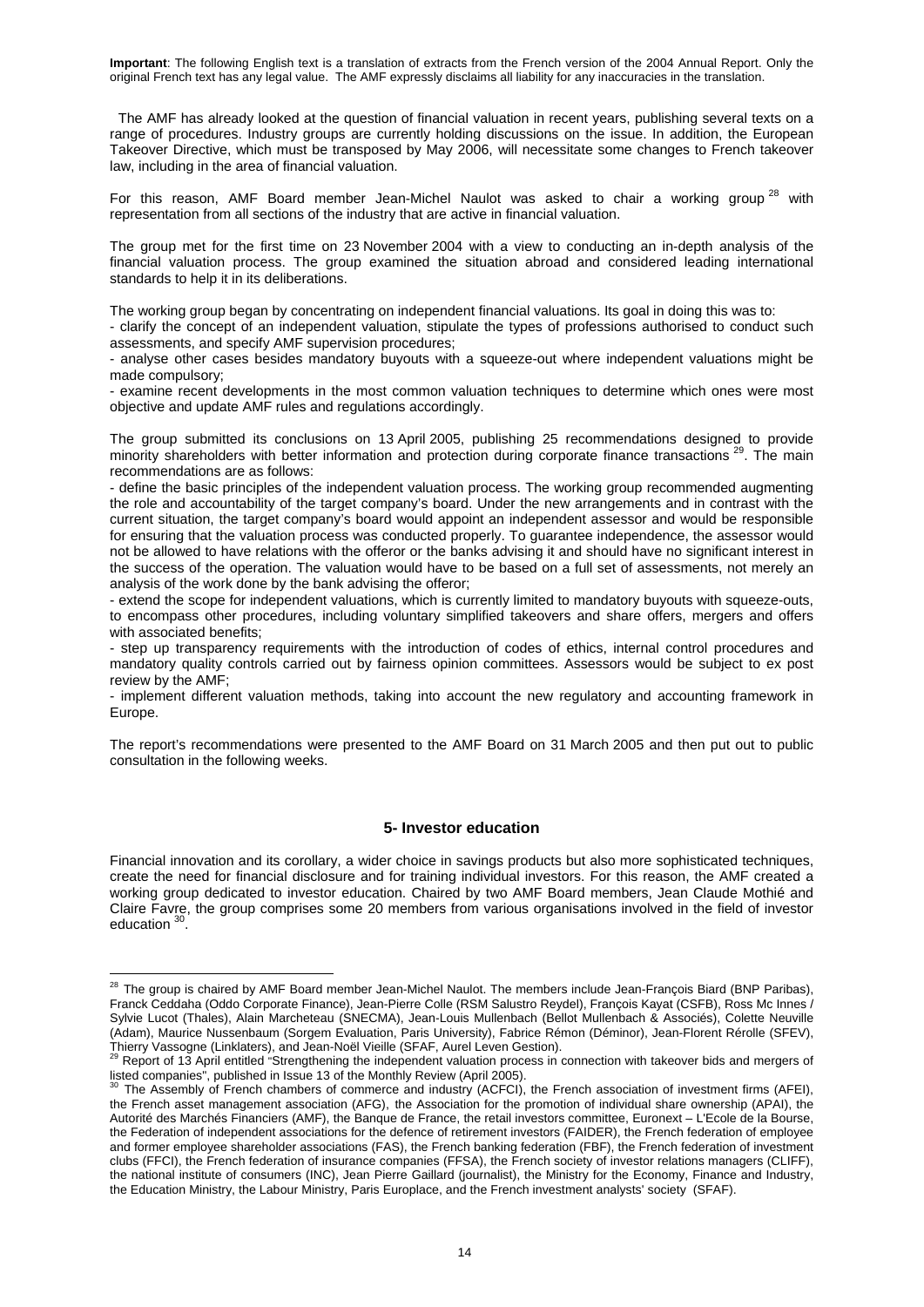**Important**: The following English text is a translation of extracts from the French version of the 2004 Annual Report. Only the original French text has any legal value. The AMF expressly disclaims all liability for any inaccuracies in the translation.

The AMF has already looked at the question of financial valuation in recent years, publishing several texts on a range of procedures. Industry groups are currently holding discussions on the issue. In addition, the European Takeover Directive, which must be transposed by May 2006, will necessitate some changes to French takeover law, including in the area of financial valuation.

For this reason, AMF Board member Jean-Michel Naulot was asked to chair a working group [28] with representation from all sections of the industry that are active in financial valuation.

The group met for the first time on 23 November 2004 with a view to conducting an in-depth analysis of the financial valuation process. The group examined the situation abroad and considered leading international standards to help it in its deliberations.

The working group began by concentrating on independent financial valuations. Its goal in doing this was to:

- clarify the concept of an independent valuation, stipulate the types of professions authorised to conduct such assessments, and specify AMF supervision procedures;
- analyse other cases besides mandatory buyouts with a squeeze-out where independent valuations might be made compulsory;
- examine recent developments in the most common valuation techniques to determine which ones were most objective and update AMF rules and regulations accordingly.

The group submitted its conclusions on 13 April 2005, publishing 25 recommendations designed to provide minority shareholders with better information and protection during corporate finance transactions [29]. The main recommendations are as follows:

- define the basic principles of the independent valuation process. The working group recommended augmenting the role and accountability of the target company's board. Under the new arrangements and in contrast with the current situation, the target company's board would appoint an independent assessor and would be responsible for ensuring that the valuation process was conducted properly. To guarantee independence, the assessor would not be allowed to have relations with the offeror or the banks advising it and should have no significant interest in the success of the operation. The valuation would have to be based on a full set of assessments, not merely an analysis of the work done by the bank advising the offeror;
- extend the scope for independent valuations, which is currently limited to mandatory buyouts with squeeze-outs, to encompass other procedures, including voluntary simplified takeovers and share offers, mergers and offers with associated benefits;
- step up transparency requirements with the introduction of codes of ethics, internal control procedures and mandatory quality controls carried out by fairness opinion committees. Assessors would be subject to ex post review by the AMF;
- implement different valuation methods, taking into account the new regulatory and accounting framework in Europe.

The report's recommendations were presented to the AMF Board on 31 March 2005 and then put out to public consultation in the following weeks.

## 5- Investor education

Financial innovation and its corollary, a wider choice in savings products but also more sophisticated techniques, create the need for financial disclosure and for training individual investors. For this reason, the AMF created a working group dedicated to investor education. Chaired by two AMF Board members, Jean Claude Mothié and Claire Favre, the group comprises some 20 members from various organisations involved in the field of investor education [30].

---

[28] The group is chaired by AMF Board member Jean-Michel Naulot. The members include Jean-François Biard (BNP Paribas), Franck Ceddaha (Oddo Corporate Finance), Jean-Pierre Colle (RSM Salustro Reydel), François Kayat (CSFB), Ross Mc Innes / Sylvie Lucot (Thales), Alain Marcheteau (SNECMA), Jean-Louis Mullenbach (Bellot Mullenbach & Associés), Colette Neuville (Adam), Maurice Nussenbaum (Sorgem Evaluation, Paris University), Fabrice Rémon (Déminor), Jean-Florent Rérolle (SFEV), Thierry Vassogne (Linklaters), and Jean-Noël Vieille (SFAF, Aurel Leven Gestion).

[29] Report of 13 April entitled "Strengthening the independent valuation process in connection with takeover bids and mergers of listed companies", published in Issue 13 of the Monthly Review (April 2005).

[30] The Assembly of French chambers of commerce and industry (ACFCI), the French association of investment firms (AFEI), the French asset management association (AFG), the Association for the promotion of individual share ownership (APAI), the Autorité des Marchés Financiers (AMF), the Banque de France, the retail investors committee, Euronext – L'Ecole de la Bourse, the Federation of independent associations for the defence of retirement investors (FAIDER), the French federation of employee and former employee shareholder associations (FAS), the French banking federation (FBF), the French federation of investment clubs (FFCI), the French federation of insurance companies (FFSA), the French society of investor relations managers (CLIFF), the national institute of consumers (INC), Jean Pierre Gaillard (journalist), the Ministry for the Economy, Finance and Industry, the Education Ministry, the Labour Ministry, Paris Europlace, and the French investment analysts' society (SFAF).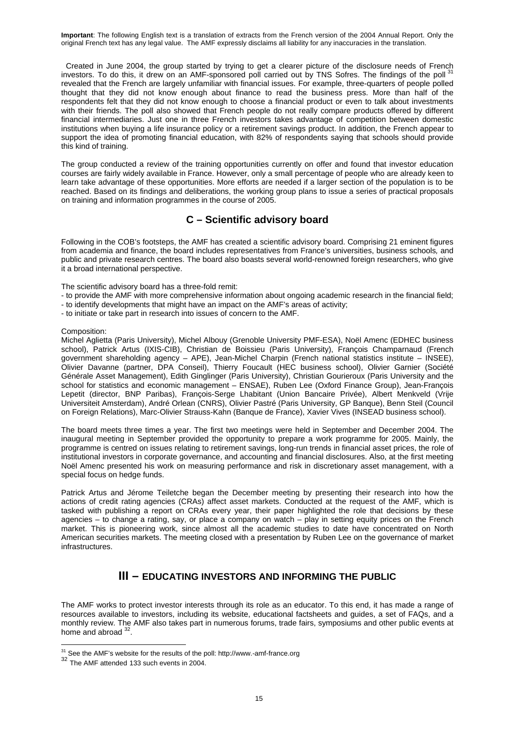**Important**: The following English text is a translation of extracts from the French version of the 2004 Annual Report. Only the original French text has any legal value. The AMF expressly disclaims all liability for any inaccuracies in the translation.

Created in June 2004, the group started by trying to get a clearer picture of the disclosure needs of French investors. To do this, it drew on an AMF-sponsored poll carried out by TNS Sofres. The findings of the poll [31] revealed that the French are largely unfamiliar with financial issues. For example, three-quarters of people polled thought that they did not know enough about finance to read the business press. More than half of the respondents felt that they did not know enough to choose a financial product or even to talk about investments with their friends. The poll also showed that French people do not really compare products offered by different financial intermediaries. Just one in three French investors takes advantage of competition between domestic institutions when buying a life insurance policy or a retirement savings product. In addition, the French appear to support the idea of promoting financial education, with 82% of respondents saying that schools should provide this kind of training.

The group conducted a review of the training opportunities currently on offer and found that investor education courses are fairly widely available in France. However, only a small percentage of people who are already keen to learn take advantage of these opportunities. More efforts are needed if a larger section of the population is to be reached. Based on its findings and deliberations, the working group plans to issue a series of practical proposals on training and information programmes in the course of 2005.

## C – Scientific advisory board

Following in the COB's footsteps, the AMF has created a scientific advisory board. Comprising 21 eminent figures from academia and finance, the board includes representatives from France's universities, business schools, and public and private research centres. The board also boasts several world-renowned foreign researchers, who give it a broad international perspective.

The scientific advisory board has a three-fold remit:

- to provide the AMF with more comprehensive information about ongoing academic research in the financial field;
- to identify developments that might have an impact on the AMF's areas of activity;
- to initiate or take part in research into issues of concern to the AMF.

Composition:
Michel Aglietta (Paris University), Michel Albouy (Grenoble University PMF-ESA), Noël Amenc (EDHEC business school), Patrick Artus (IXIS-CIB), Christian de Boissieu (Paris University), François Champarnaud (French government shareholding agency – APE), Jean-Michel Charpin (French national statistics institute – INSEE), Olivier Davanne (partner, DPA Conseil), Thierry Foucault (HEC business school), Olivier Garnier (Société Générale Asset Management), Edith Ginglinger (Paris University), Christian Gourieroux (Paris University and the school for statistics and economic management – ENSAE), Ruben Lee (Oxford Finance Group), Jean-François Lepetit (director, BNP Paribas), François-Serge Lhabitant (Union Bancaire Privée), Albert Menkveld (Vrije Universiteit Amsterdam), André Orlean (CNRS), Olivier Pastré (Paris University, GP Banque), Benn Steil (Council on Foreign Relations), Marc-Olivier Strauss-Kahn (Banque de France), Xavier Vives (INSEAD business school).

The board meets three times a year. The first two meetings were held in September and December 2004. The inaugural meeting in September provided the opportunity to prepare a work programme for 2005. Mainly, the programme is centred on issues relating to retirement savings, long-run trends in financial asset prices, the role of institutional investors in corporate governance, and accounting and financial disclosures. Also, at the first meeting Noël Amenc presented his work on measuring performance and risk in discretionary asset management, with a special focus on hedge funds.

Patrick Artus and Jérome Teiletche began the December meeting by presenting their research into how the actions of credit rating agencies (CRAs) affect asset markets. Conducted at the request of the AMF, which is tasked with publishing a report on CRAs every year, their paper highlighted the role that decisions by these agencies – to change a rating, say, or place a company on watch – play in setting equity prices on the French market. This is pioneering work, since almost all the academic studies to date have concentrated on North American securities markets. The meeting closed with a presentation by Ruben Lee on the governance of market infrastructures.

# III – EDUCATING INVESTORS AND INFORMING THE PUBLIC

The AMF works to protect investor interests through its role as an educator. To this end, it has made a range of resources available to investors, including its website, educational factsheets and guides, a set of FAQs, and a monthly review. The AMF also takes part in numerous forums, trade fairs, symposiums and other public events at home and abroad [32].

---

[31] See the AMF's website for the results of the poll: http://www.-amf-france.org

[32] The AMF attended 133 such events in 2004.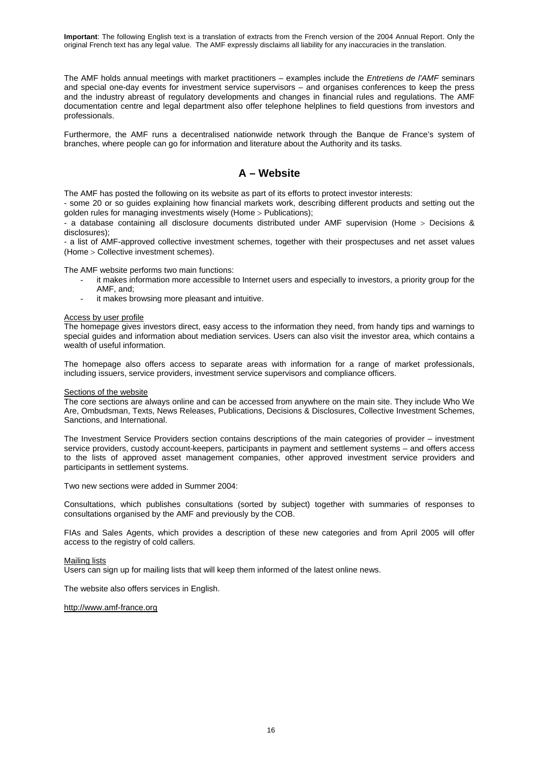**Important**: The following English text is a translation of extracts from the French version of the 2004 Annual Report. Only the original French text has any legal value. The AMF expressly disclaims all liability for any inaccuracies in the translation.

The AMF holds annual meetings with market practitioners – examples include the *Entretiens de l'AMF* seminars and special one-day events for investment service supervisors – and organises conferences to keep the press and the industry abreast of regulatory developments and changes in financial rules and regulations. The AMF documentation centre and legal department also offer telephone helplines to field questions from investors and professionals.

Furthermore, the AMF runs a decentralised nationwide network through the Banque de France's system of branches, where people can go for information and literature about the Authority and its tasks.

## A – Website

The AMF has posted the following on its website as part of its efforts to protect investor interests:

- some 20 or so guides explaining how financial markets work, describing different products and setting out the golden rules for managing investments wisely (Home > Publications);
- a database containing all disclosure documents distributed under AMF supervision (Home > Decisions & disclosures);
- a list of AMF-approved collective investment schemes, together with their prospectuses and net asset values (Home > Collective investment schemes).

The AMF website performs two main functions:

- it makes information more accessible to Internet users and especially to investors, a priority group for the AMF, and;
- it makes browsing more pleasant and intuitive.

<u>Access by user profile</u>

The homepage gives investors direct, easy access to the information they need, from handy tips and warnings to special guides and information about mediation services. Users can also visit the investor area, which contains a wealth of useful information.

The homepage also offers access to separate areas with information for a range of market professionals, including issuers, service providers, investment service supervisors and compliance officers.

<u>Sections of the website</u>

The core sections are always online and can be accessed from anywhere on the main site. They include Who We Are, Ombudsman, Texts, News Releases, Publications, Decisions & Disclosures, Collective Investment Schemes, Sanctions, and International.

The Investment Service Providers section contains descriptions of the main categories of provider – investment service providers, custody account-keepers, participants in payment and settlement systems – and offers access to the lists of approved asset management companies, other approved investment service providers and participants in settlement systems.

Two new sections were added in Summer 2004:

Consultations, which publishes consultations (sorted by subject) together with summaries of responses to consultations organised by the AMF and previously by the COB.

FIAs and Sales Agents, which provides a description of these new categories and from April 2005 will offer access to the registry of cold callers.

<u>Mailing lists</u>

Users can sign up for mailing lists that will keep them informed of the latest online news.

The website also offers services in English.

http://www.amf-france.org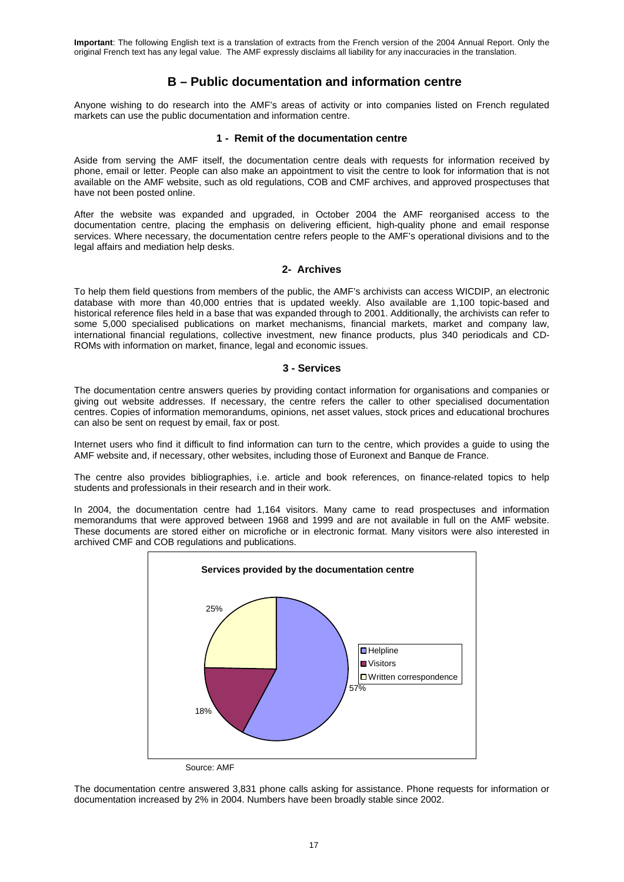**Important**: The following English text is a translation of extracts from the French version of the 2004 Annual Report. Only the original French text has any legal value. The AMF expressly disclaims all liability for any inaccuracies in the translation.

## B – Public documentation and information centre

Anyone wishing to do research into the AMF's areas of activity or into companies listed on French regulated markets can use the public documentation and information centre.

### 1 - Remit of the documentation centre

Aside from serving the AMF itself, the documentation centre deals with requests for information received by phone, email or letter. People can also make an appointment to visit the centre to look for information that is not available on the AMF website, such as old regulations, COB and CMF archives, and approved prospectuses that have not been posted online.

After the website was expanded and upgraded, in October 2004 the AMF reorganised access to the documentation centre, placing the emphasis on delivering efficient, high-quality phone and email response services. Where necessary, the documentation centre refers people to the AMF's operational divisions and to the legal affairs and mediation help desks.

### 2- Archives

To help them field questions from members of the public, the AMF's archivists can access WICDIP, an electronic database with more than 40,000 entries that is updated weekly. Also available are 1,100 topic-based and historical reference files held in a base that was expanded through to 2001. Additionally, the archivists can refer to some 5,000 specialised publications on market mechanisms, financial markets, market and company law, international financial regulations, collective investment, new finance products, plus 340 periodicals and CD-ROMs with information on market, finance, legal and economic issues.

### 3 - Services

The documentation centre answers queries by providing contact information for organisations and companies or giving out website addresses. If necessary, the centre refers the caller to other specialised documentation centres. Copies of information memorandums, opinions, net asset values, stock prices and educational brochures can also be sent on request by email, fax or post.

Internet users who find it difficult to find information can turn to the centre, which provides a guide to using the AMF website and, if necessary, other websites, including those of Euronext and Banque de France.

The centre also provides bibliographies, i.e. article and book references, on finance-related topics to help students and professionals in their research and in their work.

In 2004, the documentation centre had 1,164 visitors. Many came to read prospectuses and information memorandums that were approved between 1968 and 1999 and are not available in full on the AMF website. These documents are stored either on microfiche or in electronic format. Many visitors were also interested in archived CMF and COB regulations and publications.

**Services provided by the documentation centre**

| Service | Share |
|---|---|
| Helpline | 57% |
| Visitors | 18% |
| Written correspondence | 25% |

Source: AMF

The documentation centre answered 3,831 phone calls asking for assistance. Phone requests for information or documentation increased by 2% in 2004. Numbers have been broadly stable since 2002.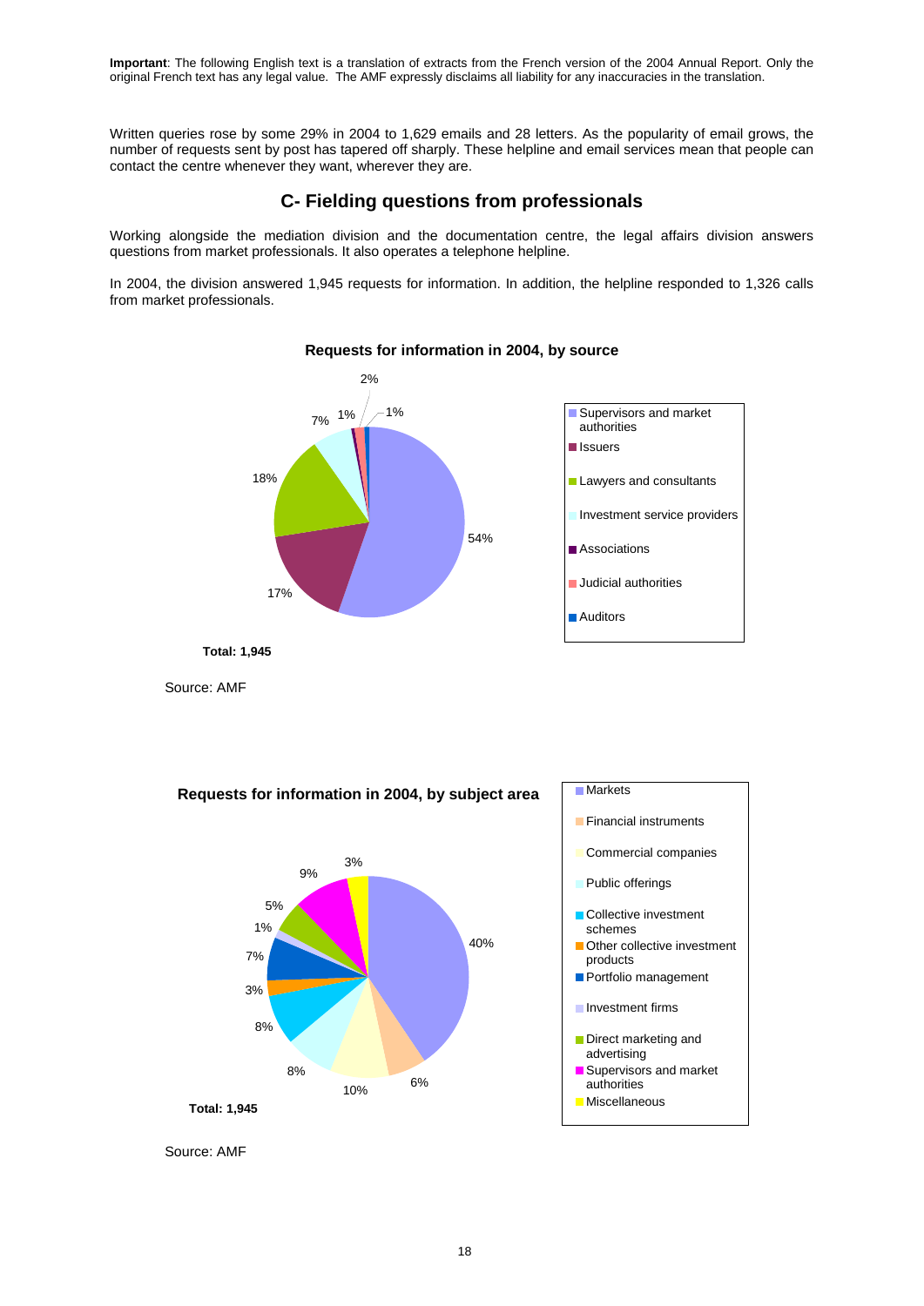**Important**: The following English text is a translation of extracts from the French version of the 2004 Annual Report. Only the original French text has any legal value. The AMF expressly disclaims all liability for any inaccuracies in the translation.

Written queries rose by some 29% in 2004 to 1,629 emails and 28 letters. As the popularity of email grows, the number of requests sent by post has tapered off sharply. These helpline and email services mean that people can contact the centre whenever they want, wherever they are.

## C- Fielding questions from professionals

Working alongside the mediation division and the documentation centre, the legal affairs division answers questions from market professionals. It also operates a telephone helpline.

In 2004, the division answered 1,945 requests for information. In addition, the helpline responded to 1,326 calls from market professionals.

**Requests for information in 2004, by source**

| Source | Share |
|---|---|
| Supervisors and market authorities | 54% |
| Issuers | 17% |
| Lawyers and consultants | 18% |
| Investment service providers | 7% |
| Associations | 1% |
| Judicial authorities | 2% |
| Auditors | 1% |

**Total: 1,945**

Source: AMF

**Requests for information in 2004, by subject area**

| Subject area | Share |
|---|---|
| Markets | 40% |
| Financial instruments | 6% |
| Commercial companies | 10% |
| Public offerings | 8% |
| Collective investment schemes | 8% |
| Other collective investment products | 3% |
| Portfolio management | 7% |
| Investment firms | 1% |
| Direct marketing and advertising | 5% |
| Supervisors and market authorities | 9% |
| Miscellaneous | 3% |

**Total: 1,945**

Source: AMF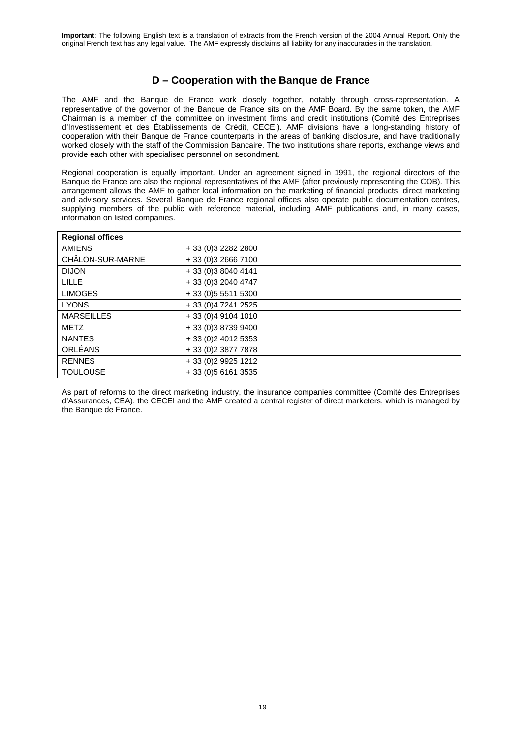**Important**: The following English text is a translation of extracts from the French version of the 2004 Annual Report. Only the original French text has any legal value. The AMF expressly disclaims all liability for any inaccuracies in the translation.

## D – Cooperation with the Banque de France

The AMF and the Banque de France work closely together, notably through cross-representation. A representative of the governor of the Banque de France sits on the AMF Board. By the same token, the AMF Chairman is a member of the committee on investment firms and credit institutions (Comité des Entreprises d'Investissement et des Établissements de Crédit, CECEI). AMF divisions have a long-standing history of cooperation with their Banque de France counterparts in the areas of banking disclosure, and have traditionally worked closely with the staff of the Commission Bancaire. The two institutions share reports, exchange views and provide each other with specialised personnel on secondment.

Regional cooperation is equally important. Under an agreement signed in 1991, the regional directors of the Banque de France are also the regional representatives of the AMF (after previously representing the COB). This arrangement allows the AMF to gather local information on the marketing of financial products, direct marketing and advisory services. Several Banque de France regional offices also operate public documentation centres, supplying members of the public with reference material, including AMF publications and, in many cases, information on listed companies.

| **Regional offices** | |
|---|---|
| AMIENS | + 33 (0)3 2282 2800 |
| CHÂLON-SUR-MARNE | + 33 (0)3 2666 7100 |
| DIJON | + 33 (0)3 8040 4141 |
| LILLE | + 33 (0)3 2040 4747 |
| LIMOGES | + 33 (0)5 5511 5300 |
| LYONS | + 33 (0)4 7241 2525 |
| MARSEILLES | + 33 (0)4 9104 1010 |
| METZ | + 33 (0)3 8739 9400 |
| NANTES | + 33 (0)2 4012 5353 |
| ORLÉANS | + 33 (0)2 3877 7878 |
| RENNES | + 33 (0)2 9925 1212 |
| TOULOUSE | + 33 (0)5 6161 3535 |

As part of reforms to the direct marketing industry, the insurance companies committee (Comité des Entreprises d'Assurances, CEA), the CECEI and the AMF created a central register of direct marketers, which is managed by the Banque de France.